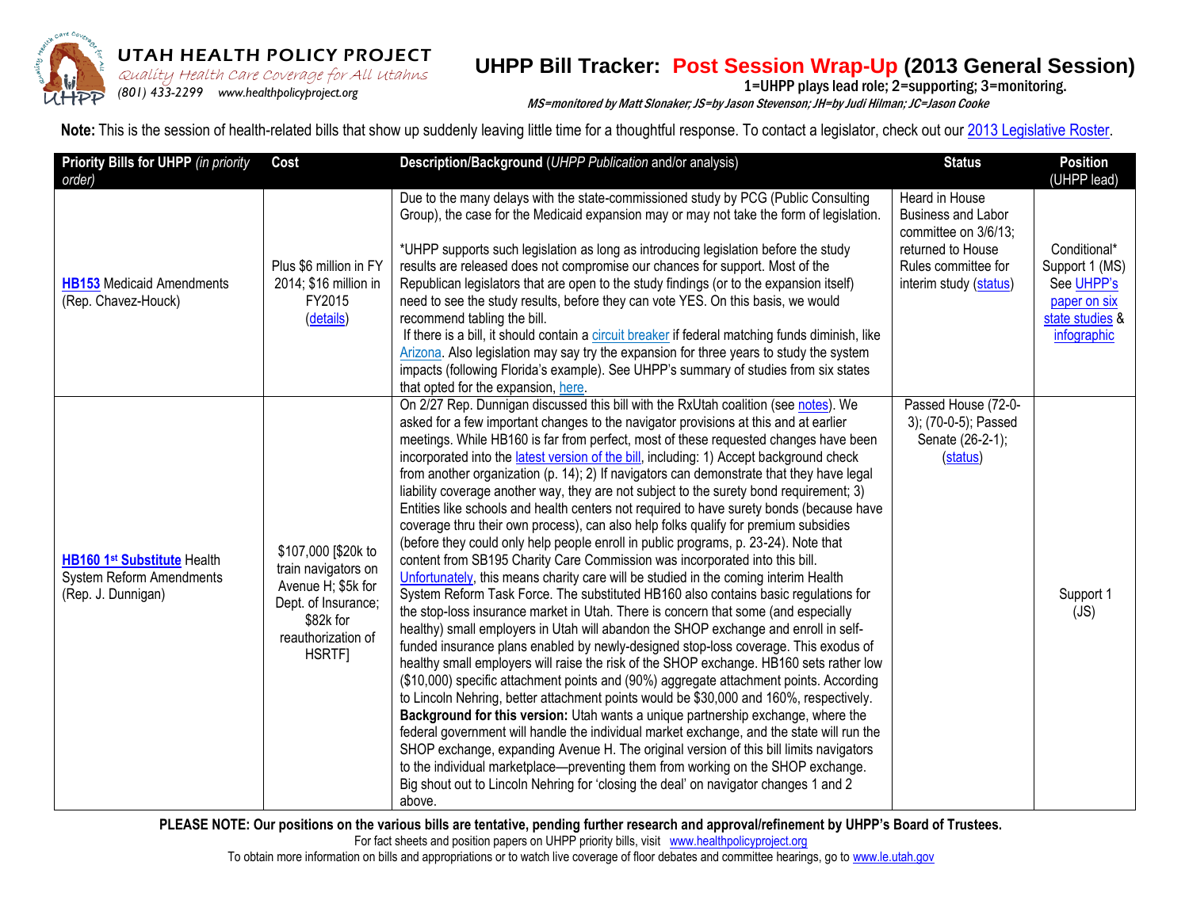UTAH HEALTH POLICY PROJECT
*Quality Health Care Coverage for All Utahns*
*(801) 433-2299 www.healthpolicyproject.org*

# UHPP Bill Tracker: Post Session Wrap-Up (2013 General Session)

1=UHPP plays lead role; 2=supporting; 3=monitoring.

*MS=monitored by Matt Slonaker; JS=by Jason Stevenson; JH=by Judi Hilman; JC=Jason Cooke*

**Note:** This is the session of health-related bills that show up suddenly leaving little time for a thoughtful response. To contact a legislator, check out our 2013 Legislative Roster.

| **Priority Bills for UHPP** *(in priority order)* | **Cost** | **Description/Background** (*UHPP Publication* and/or analysis) | **Status** | **Position** (UHPP lead) |
|---|---|---|---|---|
| **HB153** Medicaid Amendments (Rep. Chavez-Houck) | Plus $6 million in FY 2014; $16 million in FY2015 (details) | Due to the many delays with the state-commissioned study by PCG (Public Consulting Group), the case for the Medicaid expansion may or may not take the form of legislation.<br><br>*UHPP supports such legislation as long as introducing legislation before the study results are released does not compromise our chances for support. Most of the Republican legislators that are open to the study findings (or to the expansion itself) need to see the study results, before they can vote YES. On this basis, we would recommend tabling the bill.<br>If there is a bill, it should contain a circuit breaker if federal matching funds diminish, like Arizona. Also legislation may say try the expansion for three years to study the system impacts (following Florida's example). See UHPP's summary of studies from six states that opted for the expansion, here. | Heard in House Business and Labor committee on 3/6/13; returned to House Rules committee for interim study (status) | Conditional* Support 1 (MS) See UHPP's paper on six state studies & infographic |
| **HB160 1st Substitute** Health System Reform Amendments (Rep. J. Dunnigan) | $107,000 [$20k to train navigators on Avenue H; $5k for Dept. of Insurance; $82k for reauthorization of HSRTF] | On 2/27 Rep. Dunnigan discussed this bill with the RxUtah coalition (see notes). We asked for a few important changes to the navigator provisions at this and at earlier meetings. While HB160 is far from perfect, most of these requested changes have been incorporated into the latest version of the bill, including: 1) Accept background check from another organization (p. 14); 2) If navigators can demonstrate that they have legal liability coverage another way, they are not subject to the surety bond requirement; 3) Entities like schools and health centers not required to have surety bonds (because have coverage thru their own process), can also help folks qualify for premium subsidies (before they could only help people enroll in public programs, p. 23-24). Note that content from SB195 Charity Care Commission was incorporated into this bill. Unfortunately, this means charity care will be studied in the coming interim Health System Reform Task Force. The substituted HB160 also contains basic regulations for the stop-loss insurance market in Utah. There is concern that some (and especially healthy) small employers in Utah will abandon the SHOP exchange and enroll in self-funded insurance plans enabled by newly-designed stop-loss coverage. This exodus of healthy small employers will raise the risk of the SHOP exchange. HB160 sets rather low ($10,000) specific attachment points and (90%) aggregate attachment points. According to Lincoln Nehring, better attachment points would be $30,000 and 160%, respectively. **Background for this version:** Utah wants a unique partnership exchange, where the federal government will handle the individual market exchange, and the state will run the SHOP exchange, expanding Avenue H. The original version of this bill limits navigators to the individual marketplace—preventing them from working on the SHOP exchange. Big shout out to Lincoln Nehring for 'closing the deal' on navigator changes 1 and 2 above. | Passed House (72-0-3); (70-0-5); Passed Senate (26-2-1); (status) | Support 1 (JS) |

**PLEASE NOTE: Our positions on the various bills are tentative, pending further research and approval/refinement by UHPP's Board of Trustees.**

For fact sheets and position papers on UHPP priority bills, visit www.healthpolicyproject.org

To obtain more information on bills and appropriations or to watch live coverage of floor debates and committee hearings, go to www.le.utah.gov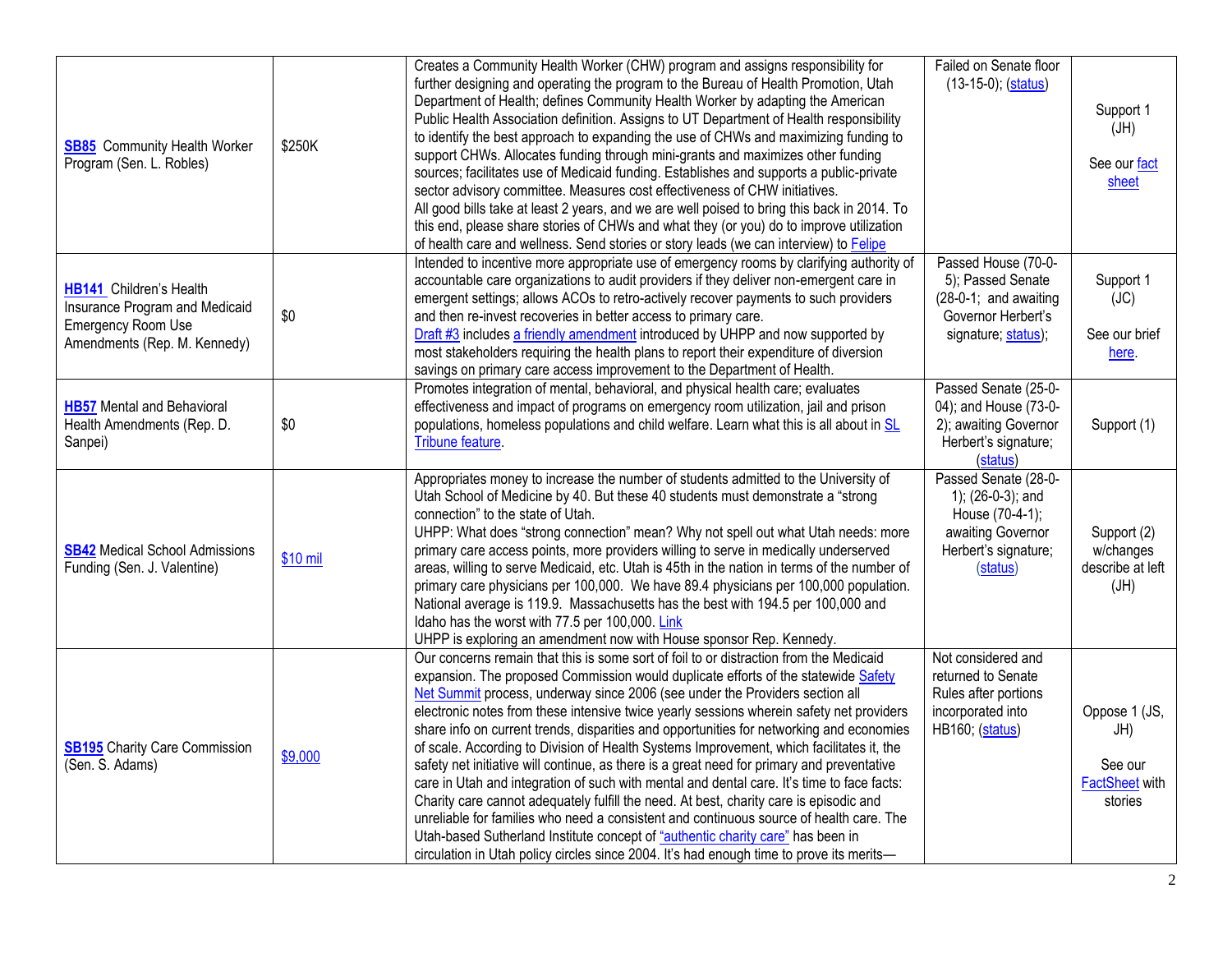| | | | | |
|---|---|---|---|---|
| **SB85** Community Health Worker Program (Sen. L. Robles) | $250K | Creates a Community Health Worker (CHW) program and assigns responsibility for further designing and operating the program to the Bureau of Health Promotion, Utah Department of Health; defines Community Health Worker by adapting the American Public Health Association definition. Assigns to UT Department of Health responsibility to identify the best approach to expanding the use of CHWs and maximizing funding to support CHWs. Allocates funding through mini-grants and maximizes other funding sources; facilitates use of Medicaid funding. Establishes and supports a public-private sector advisory committee. Measures cost effectiveness of CHW initiatives.<br>All good bills take at least 2 years, and we are well poised to bring this back in 2014. To this end, please share stories of CHWs and what they (or you) do to improve utilization of health care and wellness. Send stories or story leads (we can interview) to Felipe | Failed on Senate floor (13-15-0); (status) | Support 1 (JH)<br><br>See our fact sheet |
| **HB141** Children's Health Insurance Program and Medicaid Emergency Room Use Amendments (Rep. M. Kennedy) | $0 | Intended to incentive more appropriate use of emergency rooms by clarifying authority of accountable care organizations to audit providers if they deliver non-emergent care in emergent settings; allows ACOs to retro-actively recover payments to such providers and then re-invest recoveries in better access to primary care.<br>Draft #3 includes a friendly amendment introduced by UHPP and now supported by most stakeholders requiring the health plans to report their expenditure of diversion savings on primary care access improvement to the Department of Health. | Passed House (70-0-5); Passed Senate (28-0-1; and awaiting Governor Herbert's signature; status); | Support 1 (JC)<br><br>See our brief here. |
| **HB57** Mental and Behavioral Health Amendments (Rep. D. Sanpei) | $0 | Promotes integration of mental, behavioral, and physical health care; evaluates effectiveness and impact of programs on emergency room utilization, jail and prison populations, homeless populations and child welfare. Learn what this is all about in SL Tribune feature. | Passed Senate (25-0-04); and House (73-0-2); awaiting Governor Herbert's signature; (status) | Support (1) |
| **SB42** Medical School Admissions Funding (Sen. J. Valentine) | $10 mil | Appropriates money to increase the number of students admitted to the University of Utah School of Medicine by 40. But these 40 students must demonstrate a "strong connection" to the state of Utah.<br>UHPP: What does "strong connection" mean? Why not spell out what Utah needs: more primary care access points, more providers willing to serve in medically underserved areas, willing to serve Medicaid, etc. Utah is 45th in the nation in terms of the number of primary care physicians per 100,000. We have 89.4 physicians per 100,000 population. National average is 119.9. Massachusetts has the best with 194.5 per 100,000 and Idaho has the worst with 77.5 per 100,000. Link<br>UHPP is exploring an amendment now with House sponsor Rep. Kennedy. | Passed Senate (28-0-1); (26-0-3); and House (70-4-1); awaiting Governor Herbert's signature; (status) | Support (2) w/changes describe at left (JH) |
| **SB195** Charity Care Commission (Sen. S. Adams) | $9,000 | Our concerns remain that this is some sort of foil to or distraction from the Medicaid expansion. The proposed Commission would duplicate efforts of the statewide Safety Net Summit process, underway since 2006 (see under the Providers section all electronic notes from these intensive twice yearly sessions wherein safety net providers share info on current trends, disparities and opportunities for networking and economies of scale. According to Division of Health Systems Improvement, which facilitates it, the safety net initiative will continue, as there is a great need for primary and preventative care in Utah and integration of such with mental and dental care. It's time to face facts: Charity care cannot adequately fulfill the need. At best, charity care is episodic and unreliable for families who need a consistent and continuous source of health care. The Utah-based Sutherland Institute concept of "authentic charity care" has been in circulation in Utah policy circles since 2004. It's had enough time to prove its merits— | Not considered and returned to Senate Rules after portions incorporated into HB160; (status) | Oppose 1 (JS, JH)<br><br>See our FactSheet with stories |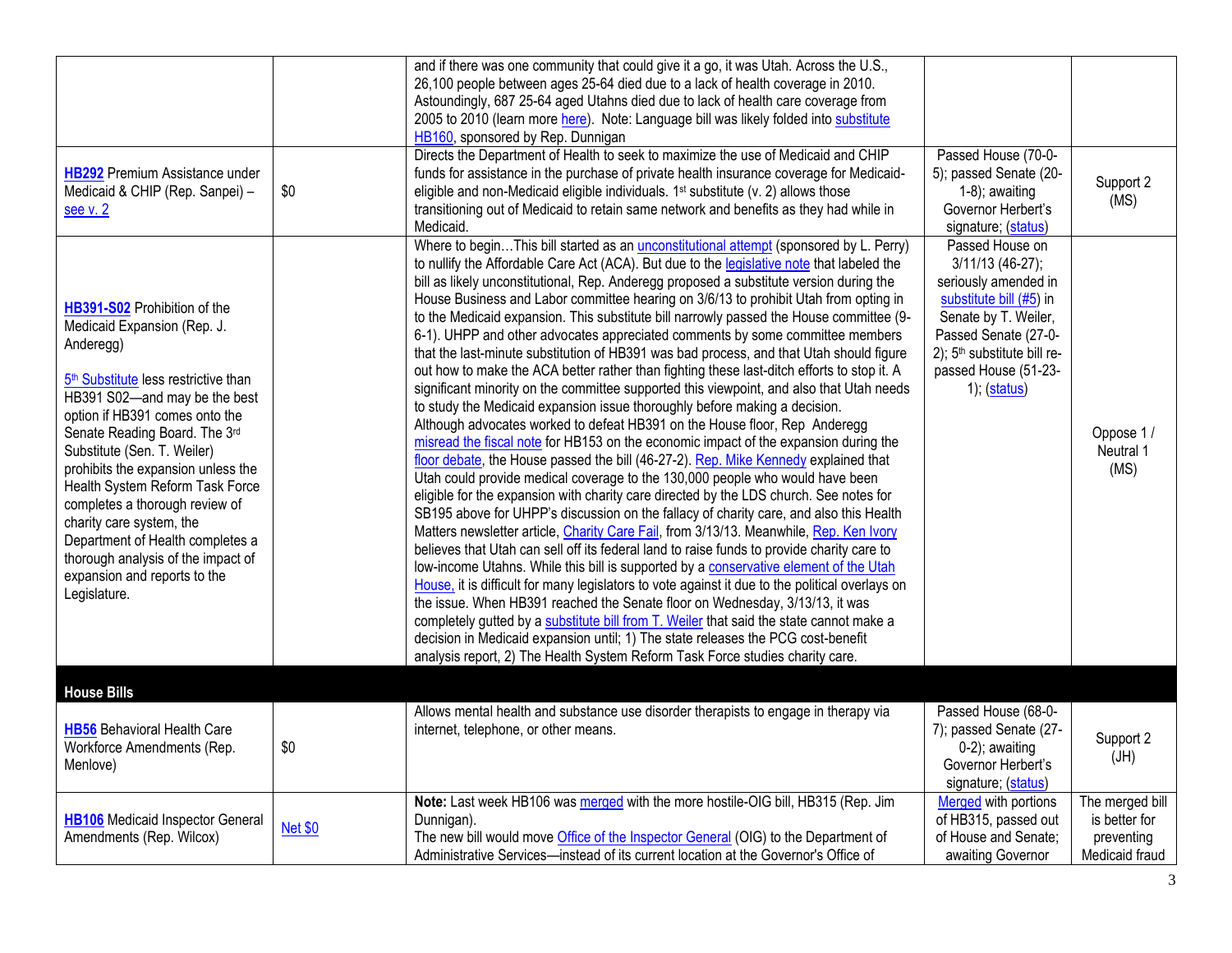| | | | | |
|---|---|---|---|---|
| | | and if there was one community that could give it a go, it was Utah. Across the U.S., 26,100 people between ages 25-64 died due to a lack of health coverage in 2010. Astoundingly, 687 25-64 aged Utahns died due to lack of health care coverage from 2005 to 2010 (learn more here). Note: Language bill was likely folded into substitute HB160, sponsored by Rep. Dunnigan | | |
| **HB292** Premium Assistance under Medicaid & CHIP (Rep. Sanpei) – see v. 2 | $0 | Directs the Department of Health to seek to maximize the use of Medicaid and CHIP funds for assistance in the purchase of private health insurance coverage for Medicaid-eligible and non-Medicaid eligible individuals. 1st substitute (v. 2) allows those transitioning out of Medicaid to retain same network and benefits as they had while in Medicaid. | Passed House (70-0-5); passed Senate (20-1-8); awaiting Governor Herbert's signature; (status) | Support 2 (MS) |
| **HB391-S02** Prohibition of the Medicaid Expansion (Rep. J. Anderegg)<br><br>5th Substitute less restrictive than HB391 S02—and may be the best option if HB391 comes onto the Senate Reading Board. The 3rd Substitute (Sen. T. Weiler) prohibits the expansion unless the Health System Reform Task Force completes a thorough review of charity care system, the Department of Health completes a thorough analysis of the impact of expansion and reports to the Legislature. | | Where to begin…This bill started as an unconstitutional attempt (sponsored by L. Perry) to nullify the Affordable Care Act (ACA). But due to the legislative note that labeled the bill as likely unconstitutional, Rep. Anderegg proposed a substitute version during the House Business and Labor committee hearing on 3/6/13 to prohibit Utah from opting in to the Medicaid expansion. This substitute bill narrowly passed the House committee (9-6-1). UHPP and other advocates appreciated comments by some committee members that the last-minute substitution of HB391 was bad process, and that Utah should figure out how to make the ACA better rather than fighting these last-ditch efforts to stop it. A significant minority on the committee supported this viewpoint, and also that Utah needs to study the Medicaid expansion issue thoroughly before making a decision.<br>Although advocates worked to defeat HB391 on the House floor, Rep Anderegg misread the fiscal note for HB153 on the economic impact of the expansion during the floor debate, the House passed the bill (46-27-2). Rep. Mike Kennedy explained that Utah could provide medical coverage to the 130,000 people who would have been eligible for the expansion with charity care directed by the LDS church. See notes for SB195 above for UHPP's discussion on the fallacy of charity care, and also this Health Matters newsletter article, Charity Care Fail, from 3/13/13. Meanwhile, Rep. Ken Ivory believes that Utah can sell off its federal land to raise funds to provide charity care to low-income Utahns. While this bill is supported by a conservative element of the Utah House, it is difficult for many legislators to vote against it due to the political overlays on the issue. When HB391 reached the Senate floor on Wednesday, 3/13/13, it was completely gutted by a substitute bill from T. Weiler that said the state cannot make a decision in Medicaid expansion until; 1) The state releases the PCG cost-benefit analysis report, 2) The Health System Reform Task Force studies charity care. | Passed House on 3/11/13 (46-27); seriously amended in substitute bill (#5) in Senate by T. Weiler, Passed Senate (27-0-2); 5th substitute bill re-passed House (51-23-1); (status) | Oppose 1 / Neutral 1 (MS) |
| **House Bills** | | | | |
| **HB56** Behavioral Health Care Workforce Amendments (Rep. Menlove) | $0 | Allows mental health and substance use disorder therapists to engage in therapy via internet, telephone, or other means. | Passed House (68-0-7); passed Senate (27-0-2); awaiting Governor Herbert's signature; (status) | Support 2 (JH) |
| **HB106** Medicaid Inspector General Amendments (Rep. Wilcox) | Net $0 | **Note:** Last week HB106 was merged with the more hostile-OIG bill, HB315 (Rep. Jim Dunnigan).<br>The new bill would move Office of the Inspector General (OIG) to the Department of Administrative Services—instead of its current location at the Governor's Office of | Merged with portions of HB315, passed out of House and Senate; awaiting Governor | The merged bill is better for preventing Medicaid fraud |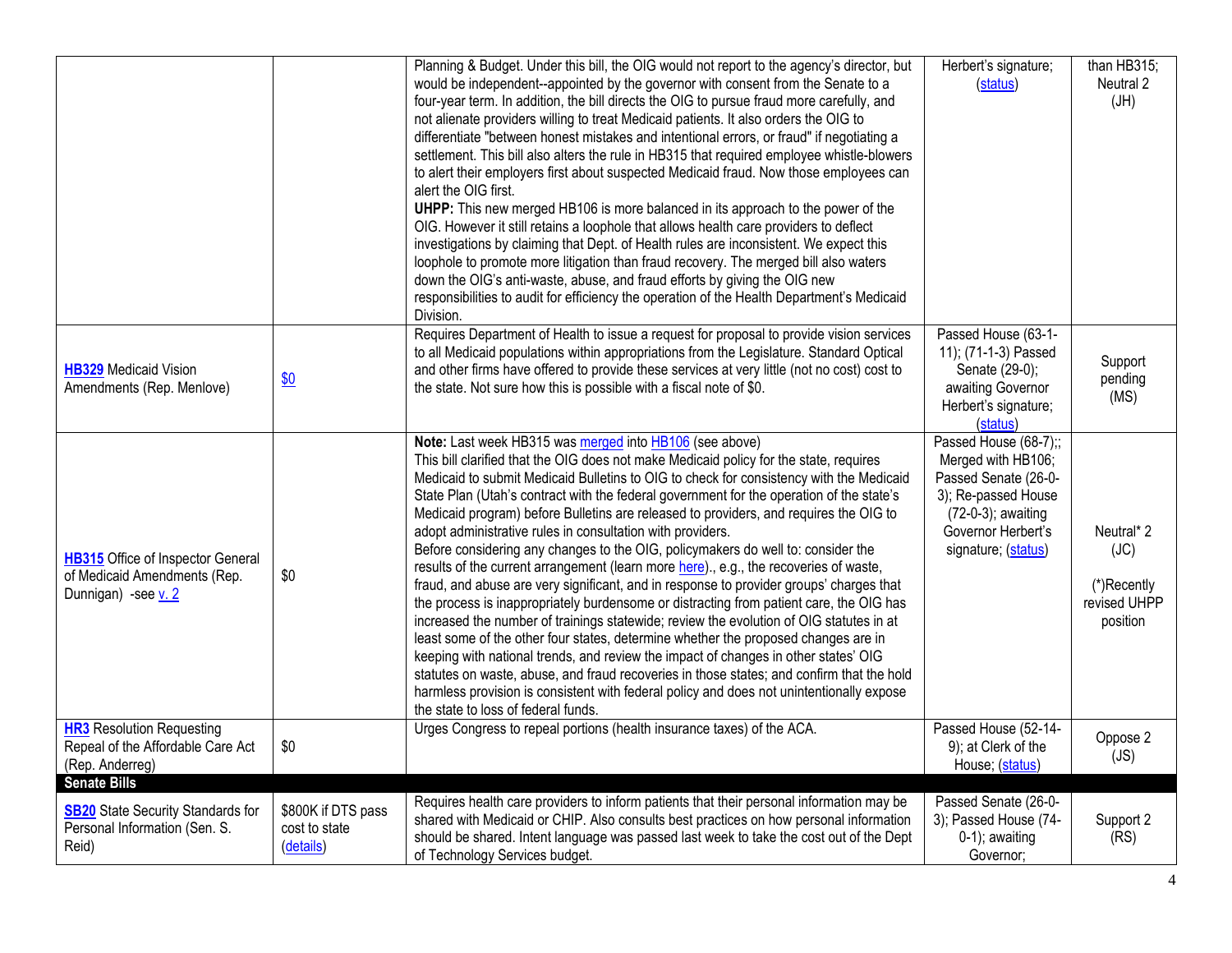| | | | | |
|---|---|---|---|---|
| | | Planning & Budget. Under this bill, the OIG would not report to the agency's director, but would be independent--appointed by the governor with consent from the Senate to a four-year term. In addition, the bill directs the OIG to pursue fraud more carefully, and not alienate providers willing to treat Medicaid patients. It also orders the OIG to differentiate "between honest mistakes and intentional errors, or fraud" if negotiating a settlement. This bill also alters the rule in HB315 that required employee whistle-blowers to alert their employers first about suspected Medicaid fraud. Now those employees can alert the OIG first. **UHPP:** This new merged HB106 is more balanced in its approach to the power of the OIG. However it still retains a loophole that allows health care providers to deflect investigations by claiming that Dept. of Health rules are inconsistent. We expect this loophole to promote more litigation than fraud recovery. The merged bill also waters down the OIG's anti-waste, abuse, and fraud efforts by giving the OIG new responsibilities to audit for efficiency the operation of the Health Department's Medicaid Division. | Herbert's signature; (status) | than HB315; Neutral 2 (JH) |
| **HB329** Medicaid Vision Amendments (Rep. Menlove) | $0 | Requires Department of Health to issue a request for proposal to provide vision services to all Medicaid populations within appropriations from the Legislature. Standard Optical and other firms have offered to provide these services at very little (not no cost) cost to the state. Not sure how this is possible with a fiscal note of $0. | Passed House (63-1-11); (71-1-3) Passed Senate (29-0); awaiting Governor Herbert's signature; (status) | Support pending (MS) |
| **HB315** Office of Inspector General of Medicaid Amendments (Rep. Dunnigan) -see v. 2 | $0 | **Note:** Last week HB315 was merged into HB106 (see above) This bill clarified that the OIG does not make Medicaid policy for the state, requires Medicaid to submit Medicaid Bulletins to OIG to check for consistency with the Medicaid State Plan (Utah's contract with the federal government for the operation of the state's Medicaid program) before Bulletins are released to providers, and requires the OIG to adopt administrative rules in consultation with providers. Before considering any changes to the OIG, policymakers do well to: consider the results of the current arrangement (learn more here)., e.g., the recoveries of waste, fraud, and abuse are very significant, and in response to provider groups' charges that the process is inappropriately burdensome or distracting from patient care, the OIG has increased the number of trainings statewide; review the evolution of OIG statutes in at least some of the other four states, determine whether the proposed changes are in keeping with national trends, and review the impact of changes in other states' OIG statutes on waste, abuse, and fraud recoveries in those states; and confirm that the hold harmless provision is consistent with federal policy and does not unintentionally expose the state to loss of federal funds. | Passed House (68-7);; Merged with HB106; Passed Senate (26-0-3); Re-passed House (72-0-3); awaiting Governor Herbert's signature; (status) | Neutral* 2 (JC) (*)Recently revised UHPP position |
| **HR3** Resolution Requesting Repeal of the Affordable Care Act (Rep. Anderreg) | $0 | Urges Congress to repeal portions (health insurance taxes) of the ACA. | Passed House (52-14-9); at Clerk of the House; (status) | Oppose 2 (JS) |
| **Senate Bills** | | | | |
| **SB20** State Security Standards for Personal Information (Sen. S. Reid) | $800K if DTS pass cost to state (details) | Requires health care providers to inform patients that their personal information may be shared with Medicaid or CHIP. Also consults best practices on how personal information should be shared. Intent language was passed last week to take the cost out of the Dept of Technology Services budget. | Passed Senate (26-0-3); Passed House (74-0-1); awaiting Governor; | Support 2 (RS) |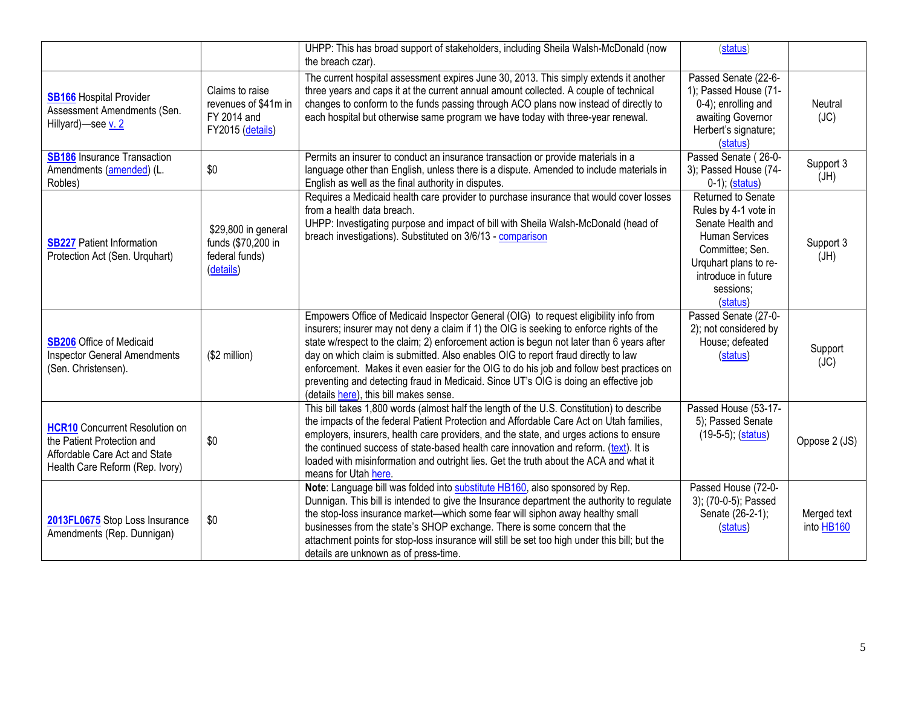| | | | | |
|---|---|---|---|---|
| | | UHPP: This has broad support of stakeholders, including Sheila Walsh-McDonald (now the breach czar). | (status) | |
| **SB166** Hospital Provider Assessment Amendments (Sen. Hillyard)—see v. 2 | Claims to raise revenues of $41m in FY 2014 and FY2015 (details) | The current hospital assessment expires June 30, 2013. This simply extends it another three years and caps it at the current annual amount collected. A couple of technical changes to conform to the funds passing through ACO plans now instead of directly to each hospital but otherwise same program we have today with three-year renewal. | Passed Senate (22-6-1); Passed House (71-0-4); enrolling and awaiting Governor Herbert's signature; (status) | Neutral (JC) |
| **SB186** Insurance Transaction Amendments (amended) (L. Robles) | $0 | Permits an insurer to conduct an insurance transaction or provide materials in a language other than English, unless there is a dispute. Amended to include materials in English as well as the final authority in disputes. | Passed Senate ( 26-0-3); Passed House (74-0-1); (status) | Support 3 (JH) |
| **SB227** Patient Information Protection Act (Sen. Urquhart) | $29,800 in general funds ($70,200 in federal funds) (details) | Requires a Medicaid health care provider to purchase insurance that would cover losses from a health data breach.<br>UHPP: Investigating purpose and impact of bill with Sheila Walsh-McDonald (head of breach investigations). Substituted on 3/6/13 - comparison | Returned to Senate Rules by 4-1 vote in Senate Health and Human Services Committee; Sen. Urquhart plans to re-introduce in future sessions; (status) | Support 3 (JH) |
| **SB206** Office of Medicaid Inspector General Amendments (Sen. Christensen). | ($2 million) | Empowers Office of Medicaid Inspector General (OIG) to request eligibility info from insurers; insurer may not deny a claim if 1) the OIG is seeking to enforce rights of the state w/respect to the claim; 2) enforcement action is begun not later than 6 years after day on which claim is submitted. Also enables OIG to report fraud directly to law enforcement. Makes it even easier for the OIG to do his job and follow best practices on preventing and detecting fraud in Medicaid. Since UT's OIG is doing an effective job (details here), this bill makes sense. | Passed Senate (27-0-2); not considered by House; defeated (status) | Support (JC) |
| **HCR10** Concurrent Resolution on the Patient Protection and Affordable Care Act and State Health Care Reform (Rep. Ivory) | $0 | This bill takes 1,800 words (almost half the length of the U.S. Constitution) to describe the impacts of the federal Patient Protection and Affordable Care Act on Utah families, employers, insurers, health care providers, and the state, and urges actions to ensure the continued success of state-based health care innovation and reform. (text). It is loaded with misinformation and outright lies. Get the truth about the ACA and what it means for Utah here. | Passed House (53-17-5); Passed Senate (19-5-5); (status) | Oppose 2 (JS) |
| **2013FL0675** Stop Loss Insurance Amendments (Rep. Dunnigan) | $0 | **Note**: Language bill was folded into substitute HB160, also sponsored by Rep. Dunnigan. This bill is intended to give the Insurance department the authority to regulate the stop-loss insurance market—which some fear will siphon away healthy small businesses from the state's SHOP exchange. There is some concern that the attachment points for stop-loss insurance will still be set too high under this bill; but the details are unknown as of press-time. | Passed House (72-0-3); (70-0-5); Passed Senate (26-2-1); (status) | Merged text into HB160 |